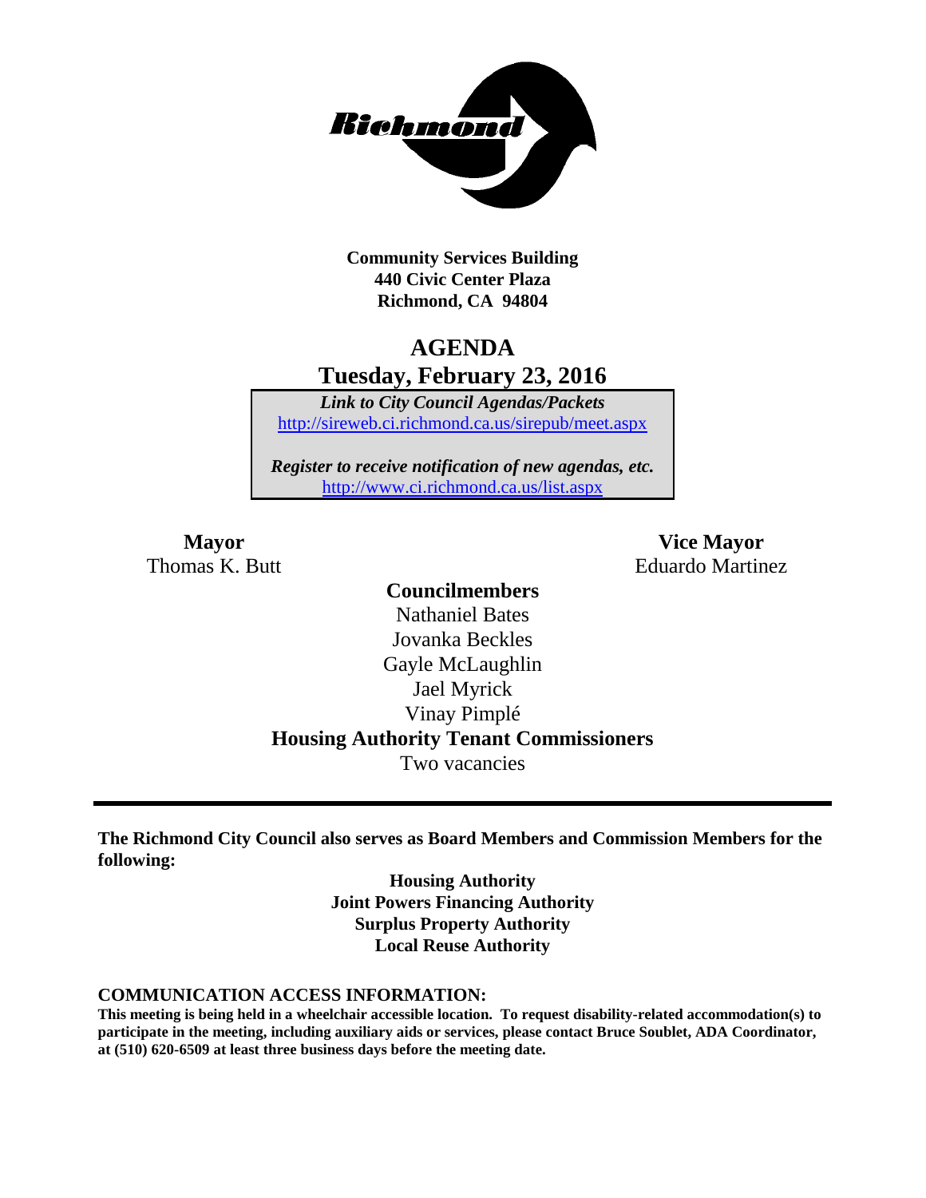**Community Services Building**
**440 Civic Center Plaza**
**Richmond, CA 94804**

# AGENDA
## Tuesday, February 23, 2016

*Link to City Council Agendas/Packets*
http://sireweb.ci.richmond.ca.us/sirepub/meet.aspx

*Register to receive notification of new agendas, etc.*
http://www.ci.richmond.ca.us/list.aspx

**Mayor**
Thomas K. Butt

**Vice Mayor**
Eduardo Martinez

**Councilmembers**
Nathaniel Bates
Jovanka Beckles
Gayle McLaughlin
Jael Myrick
Vinay Pimplé

**Housing Authority Tenant Commissioners**
Two vacancies

---

**The Richmond City Council also serves as Board Members and Commission Members for the following:**

**Housing Authority**
**Joint Powers Financing Authority**
**Surplus Property Authority**
**Local Reuse Authority**

**COMMUNICATION ACCESS INFORMATION:**
**This meeting is being held in a wheelchair accessible location. To request disability-related accommodation(s) to participate in the meeting, including auxiliary aids or services, please contact Bruce Soublet, ADA Coordinator, at (510) 620-6509 at least three business days before the meeting date.**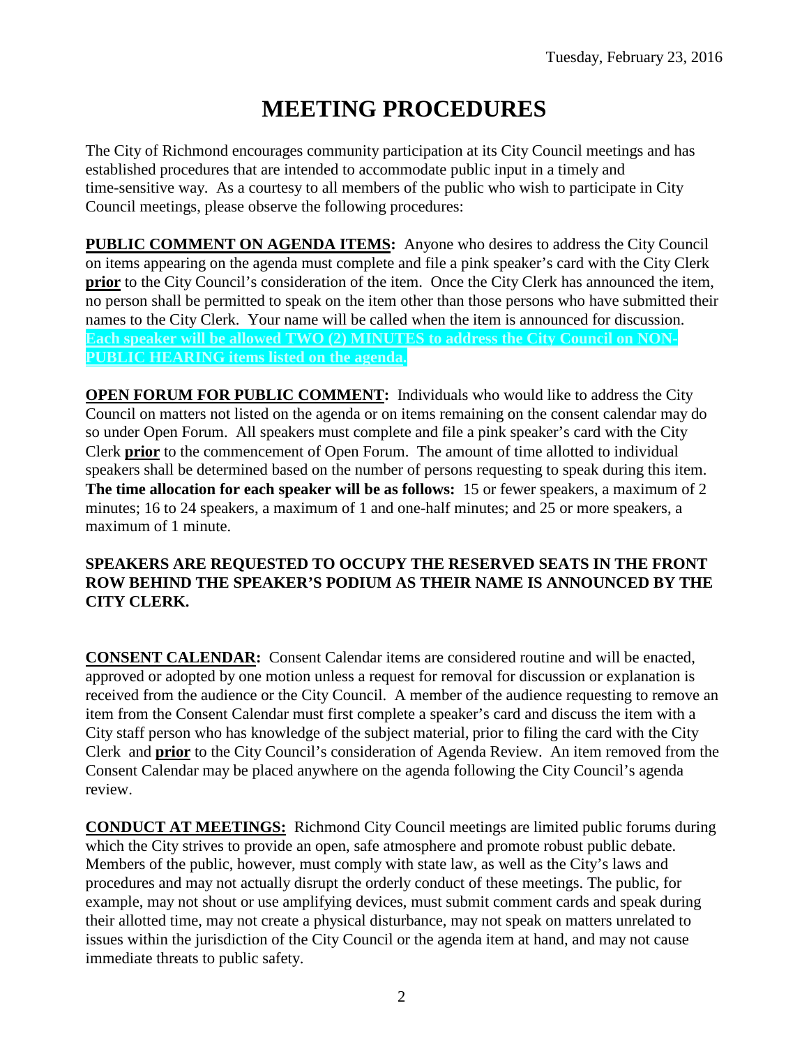Tuesday, February 23, 2016

# MEETING PROCEDURES

The City of Richmond encourages community participation at its City Council meetings and has established procedures that are intended to accommodate public input in a timely and time-sensitive way. As a courtesy to all members of the public who wish to participate in City Council meetings, please observe the following procedures:

**PUBLIC COMMENT ON AGENDA ITEMS:** Anyone who desires to address the City Council on items appearing on the agenda must complete and file a pink speaker's card with the City Clerk **prior** to the City Council's consideration of the item. Once the City Clerk has announced the item, no person shall be permitted to speak on the item other than those persons who have submitted their names to the City Clerk. Your name will be called when the item is announced for discussion. **Each speaker will be allowed TWO (2) MINUTES to address the City Council on NON-PUBLIC HEARING items listed on the agenda.**

**OPEN FORUM FOR PUBLIC COMMENT:** Individuals who would like to address the City Council on matters not listed on the agenda or on items remaining on the consent calendar may do so under Open Forum. All speakers must complete and file a pink speaker's card with the City Clerk **prior** to the commencement of Open Forum. The amount of time allotted to individual speakers shall be determined based on the number of persons requesting to speak during this item. **The time allocation for each speaker will be as follows:** 15 or fewer speakers, a maximum of 2 minutes; 16 to 24 speakers, a maximum of 1 and one-half minutes; and 25 or more speakers, a maximum of 1 minute.

**SPEAKERS ARE REQUESTED TO OCCUPY THE RESERVED SEATS IN THE FRONT ROW BEHIND THE SPEAKER'S PODIUM AS THEIR NAME IS ANNOUNCED BY THE CITY CLERK.**

**CONSENT CALENDAR:** Consent Calendar items are considered routine and will be enacted, approved or adopted by one motion unless a request for removal for discussion or explanation is received from the audience or the City Council. A member of the audience requesting to remove an item from the Consent Calendar must first complete a speaker's card and discuss the item with a City staff person who has knowledge of the subject material, prior to filing the card with the City Clerk and **prior** to the City Council's consideration of Agenda Review. An item removed from the Consent Calendar may be placed anywhere on the agenda following the City Council's agenda review.

**CONDUCT AT MEETINGS:** Richmond City Council meetings are limited public forums during which the City strives to provide an open, safe atmosphere and promote robust public debate. Members of the public, however, must comply with state law, as well as the City's laws and procedures and may not actually disrupt the orderly conduct of these meetings. The public, for example, may not shout or use amplifying devices, must submit comment cards and speak during their allotted time, may not create a physical disturbance, may not speak on matters unrelated to issues within the jurisdiction of the City Council or the agenda item at hand, and may not cause immediate threats to public safety.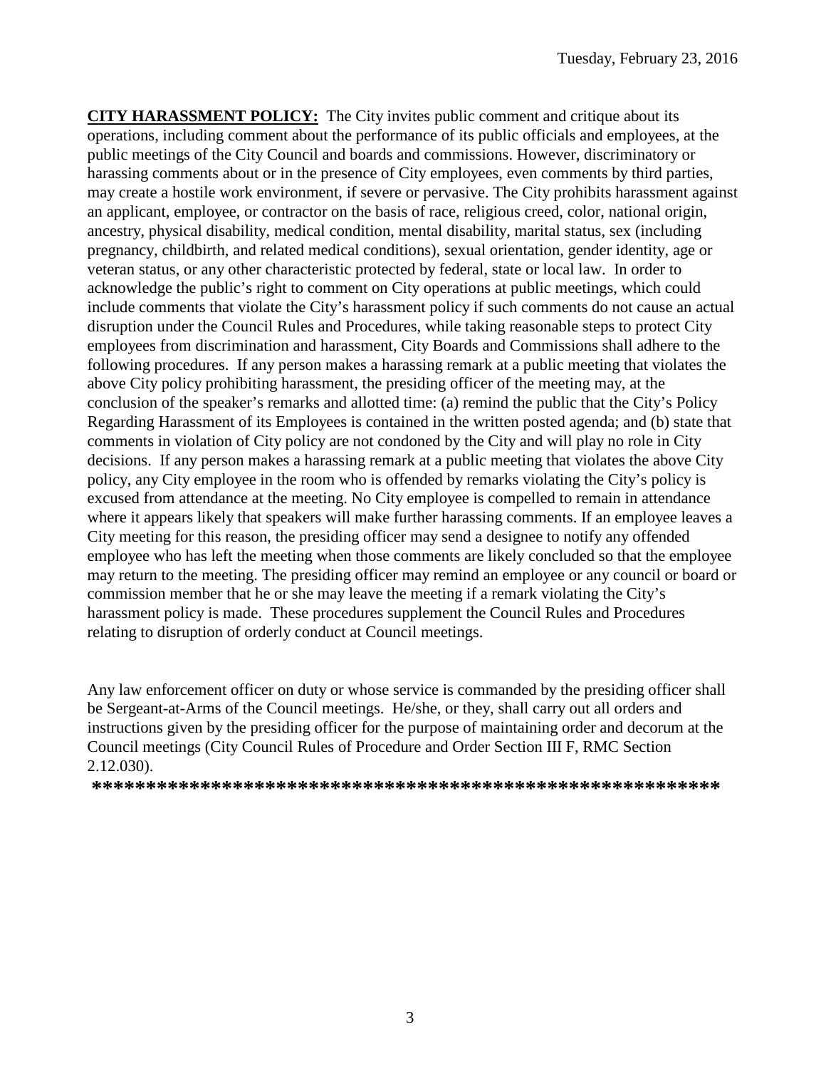**CITY HARASSMENT POLICY:** The City invites public comment and critique about its operations, including comment about the performance of its public officials and employees, at the public meetings of the City Council and boards and commissions. However, discriminatory or harassing comments about or in the presence of City employees, even comments by third parties, may create a hostile work environment, if severe or pervasive. The City prohibits harassment against an applicant, employee, or contractor on the basis of race, religious creed, color, national origin, ancestry, physical disability, medical condition, mental disability, marital status, sex (including pregnancy, childbirth, and related medical conditions), sexual orientation, gender identity, age or veteran status, or any other characteristic protected by federal, state or local law. In order to acknowledge the public's right to comment on City operations at public meetings, which could include comments that violate the City's harassment policy if such comments do not cause an actual disruption under the Council Rules and Procedures, while taking reasonable steps to protect City employees from discrimination and harassment, City Boards and Commissions shall adhere to the following procedures. If any person makes a harassing remark at a public meeting that violates the above City policy prohibiting harassment, the presiding officer of the meeting may, at the conclusion of the speaker's remarks and allotted time: (a) remind the public that the City's Policy Regarding Harassment of its Employees is contained in the written posted agenda; and (b) state that comments in violation of City policy are not condoned by the City and will play no role in City decisions. If any person makes a harassing remark at a public meeting that violates the above City policy, any City employee in the room who is offended by remarks violating the City's policy is excused from attendance at the meeting. No City employee is compelled to remain in attendance where it appears likely that speakers will make further harassing comments. If an employee leaves a City meeting for this reason, the presiding officer may send a designee to notify any offended employee who has left the meeting when those comments are likely concluded so that the employee may return to the meeting. The presiding officer may remind an employee or any council or board or commission member that he or she may leave the meeting if a remark violating the City's harassment policy is made. These procedures supplement the Council Rules and Procedures relating to disruption of orderly conduct at Council meetings.

Any law enforcement officer on duty or whose service is commanded by the presiding officer shall be Sergeant-at-Arms of the Council meetings. He/she, or they, shall carry out all orders and instructions given by the presiding officer for the purpose of maintaining order and decorum at the Council meetings (City Council Rules of Procedure and Order Section III F, RMC Section 2.12.030).

**************************************************************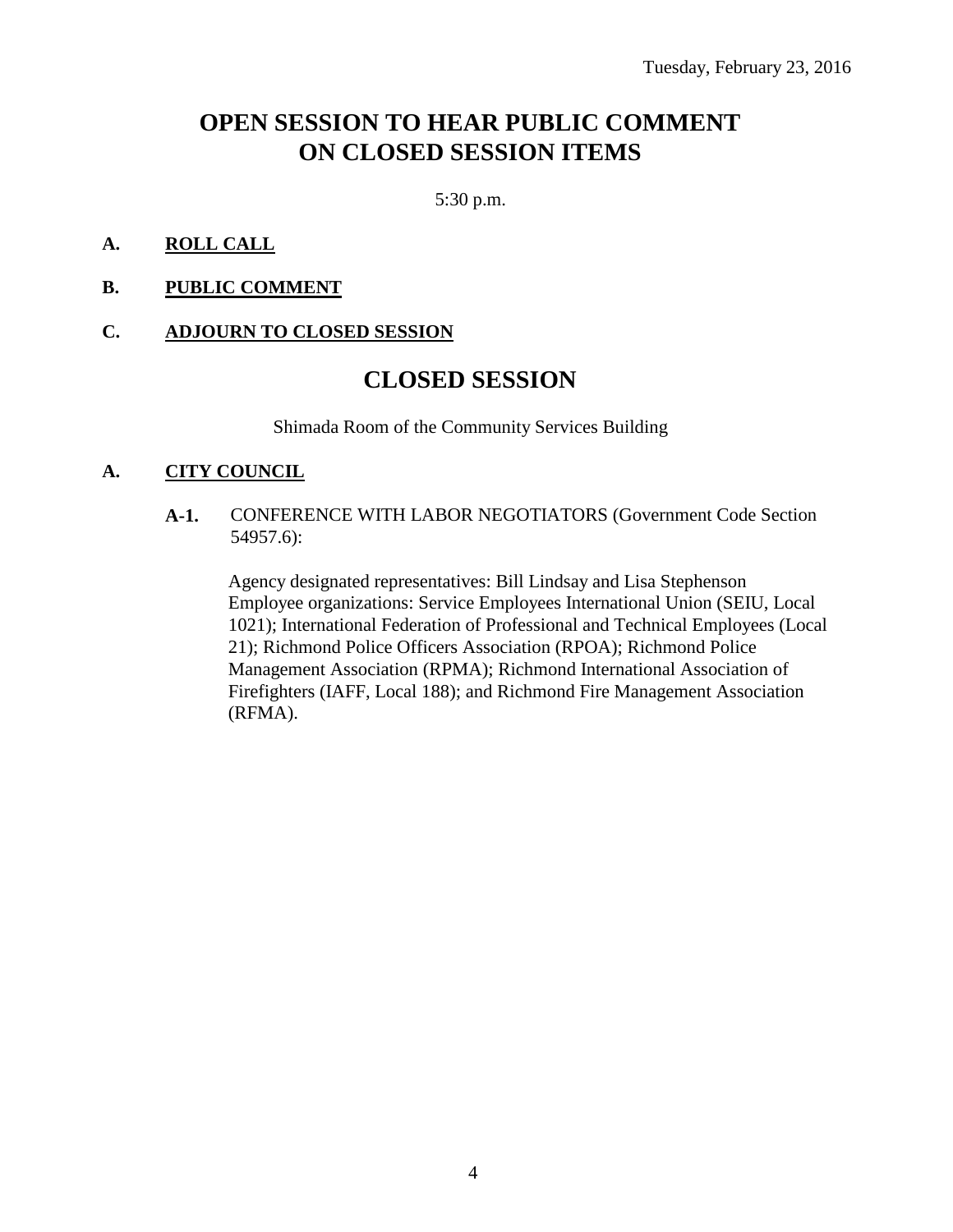Tuesday, February 23, 2016

# OPEN SESSION TO HEAR PUBLIC COMMENT ON CLOSED SESSION ITEMS

5:30 p.m.

**A. ROLL CALL**

**B. PUBLIC COMMENT**

**C. ADJOURN TO CLOSED SESSION**

# CLOSED SESSION

Shimada Room of the Community Services Building

**A. CITY COUNCIL**

**A-1.** CONFERENCE WITH LABOR NEGOTIATORS (Government Code Section 54957.6):

Agency designated representatives: Bill Lindsay and Lisa Stephenson
Employee organizations: Service Employees International Union (SEIU, Local 1021); International Federation of Professional and Technical Employees (Local 21); Richmond Police Officers Association (RPOA); Richmond Police Management Association (RPMA); Richmond International Association of Firefighters (IAFF, Local 188); and Richmond Fire Management Association (RFMA).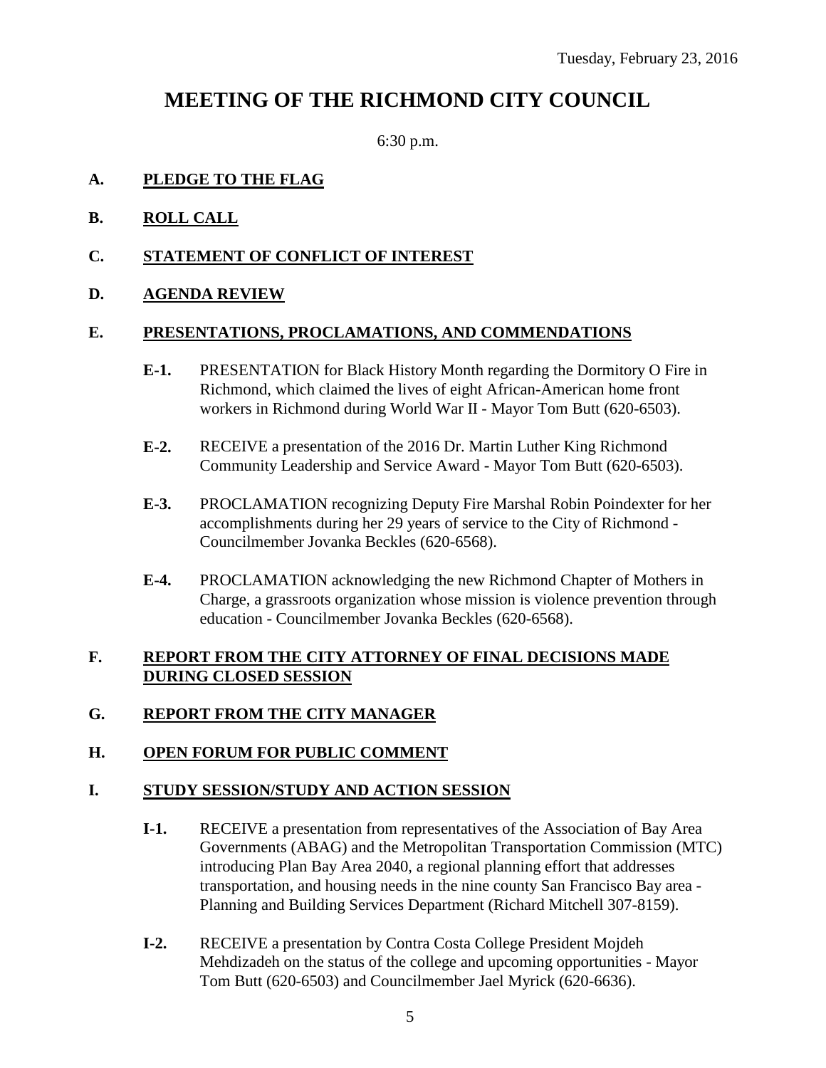Tuesday, February 23, 2016

# MEETING OF THE RICHMOND CITY COUNCIL

6:30 p.m.

**A. PLEDGE TO THE FLAG**

**B. ROLL CALL**

**C. STATEMENT OF CONFLICT OF INTEREST**

**D. AGENDA REVIEW**

**E. PRESENTATIONS, PROCLAMATIONS, AND COMMENDATIONS**

**E-1.** PRESENTATION for Black History Month regarding the Dormitory O Fire in Richmond, which claimed the lives of eight African-American home front workers in Richmond during World War II - Mayor Tom Butt (620-6503).

**E-2.** RECEIVE a presentation of the 2016 Dr. Martin Luther King Richmond Community Leadership and Service Award - Mayor Tom Butt (620-6503).

**E-3.** PROCLAMATION recognizing Deputy Fire Marshal Robin Poindexter for her accomplishments during her 29 years of service to the City of Richmond - Councilmember Jovanka Beckles (620-6568).

**E-4.** PROCLAMATION acknowledging the new Richmond Chapter of Mothers in Charge, a grassroots organization whose mission is violence prevention through education - Councilmember Jovanka Beckles (620-6568).

**F. REPORT FROM THE CITY ATTORNEY OF FINAL DECISIONS MADE DURING CLOSED SESSION**

**G. REPORT FROM THE CITY MANAGER**

**H. OPEN FORUM FOR PUBLIC COMMENT**

**I. STUDY SESSION/STUDY AND ACTION SESSION**

**I-1.** RECEIVE a presentation from representatives of the Association of Bay Area Governments (ABAG) and the Metropolitan Transportation Commission (MTC) introducing Plan Bay Area 2040, a regional planning effort that addresses transportation, and housing needs in the nine county San Francisco Bay area - Planning and Building Services Department (Richard Mitchell 307-8159).

**I-2.** RECEIVE a presentation by Contra Costa College President Mojdeh Mehdizadeh on the status of the college and upcoming opportunities - Mayor Tom Butt (620-6503) and Councilmember Jael Myrick (620-6636).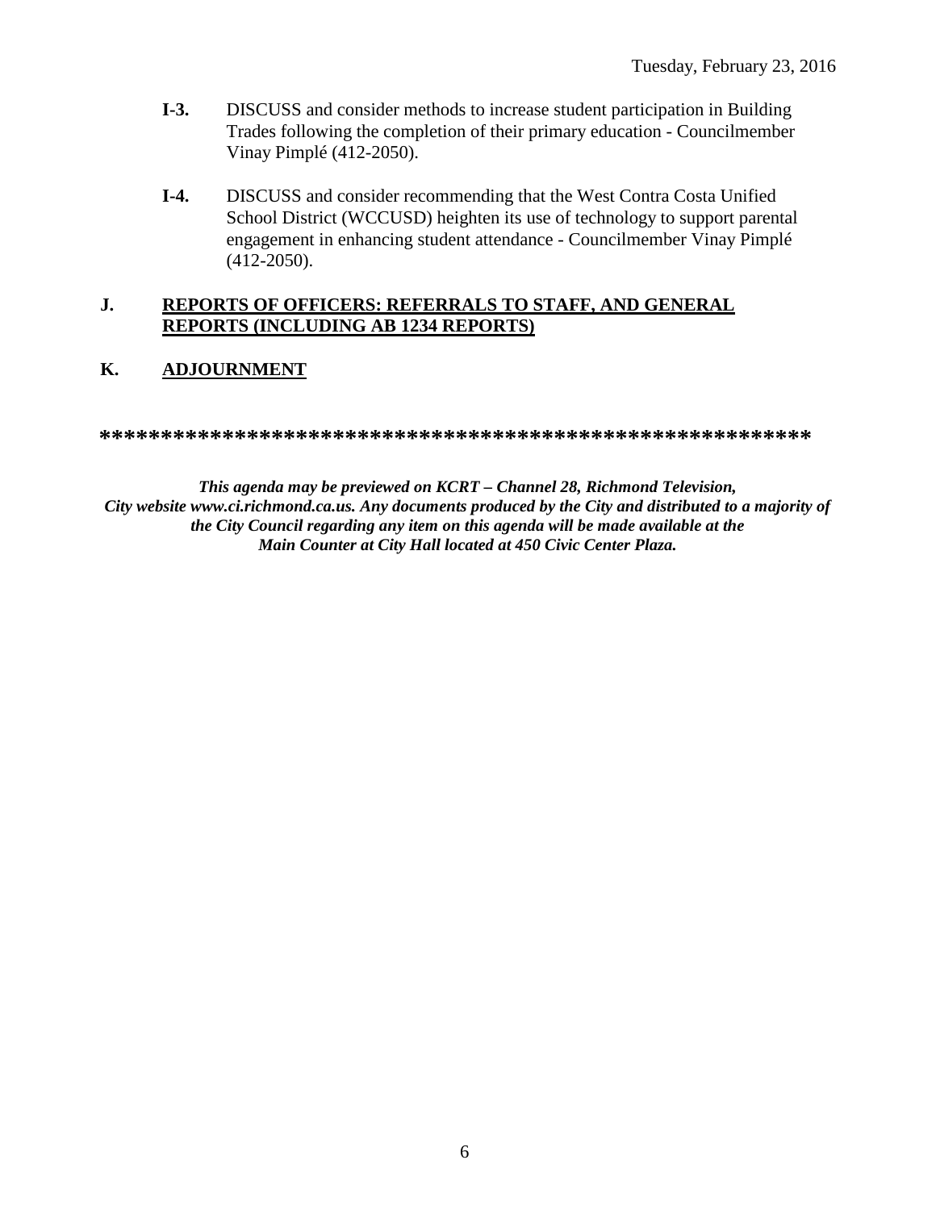**I-3.** DISCUSS and consider methods to increase student participation in Building Trades following the completion of their primary education - Councilmember Vinay Pimplé (412-2050).

**I-4.** DISCUSS and consider recommending that the West Contra Costa Unified School District (WCCUSD) heighten its use of technology to support parental engagement in enhancing student attendance - Councilmember Vinay Pimplé (412-2050).

## J. REPORTS OF OFFICERS: REFERRALS TO STAFF, AND GENERAL REPORTS (INCLUDING AB 1234 REPORTS)

## K. ADJOURNMENT

**********************************************************

***This agenda may be previewed on KCRT – Channel 28, Richmond Television, City website www.ci.richmond.ca.us. Any documents produced by the City and distributed to a majority of the City Council regarding any item on this agenda will be made available at the Main Counter at City Hall located at 450 Civic Center Plaza.***